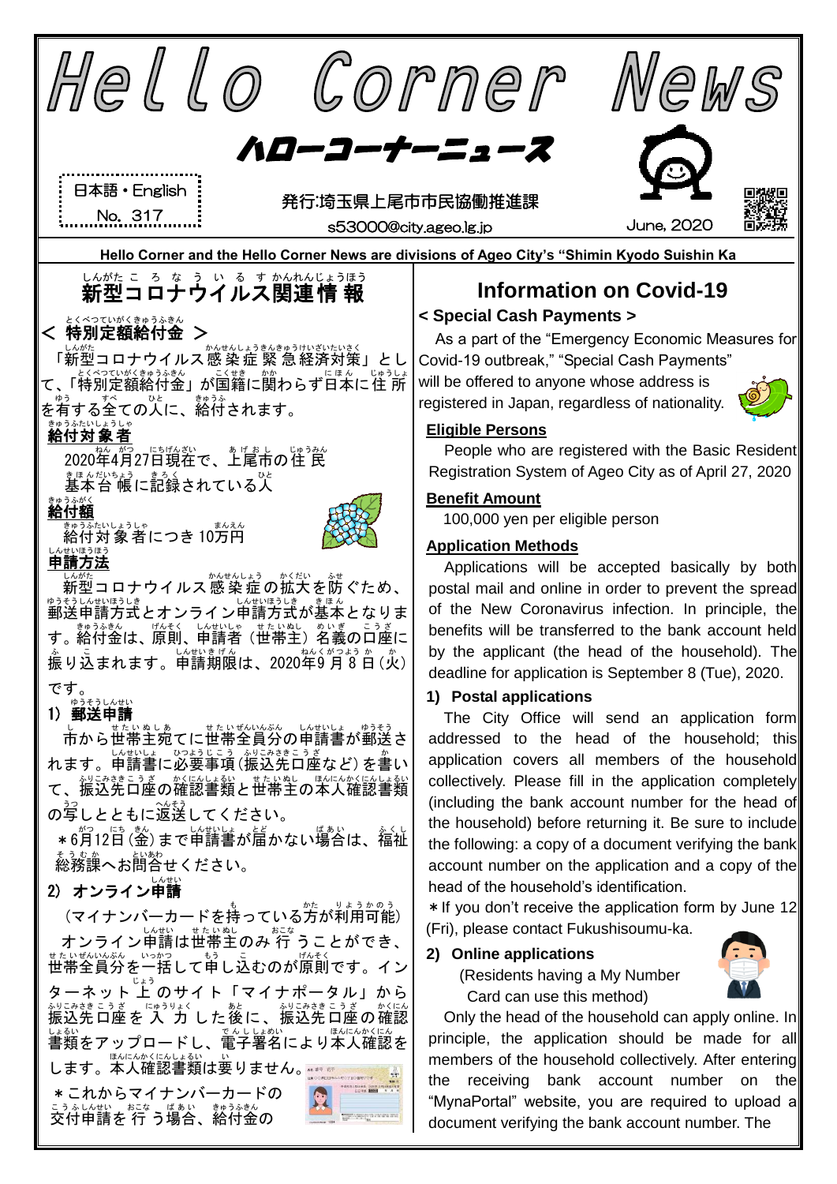# Hello Corner News

## ハローコーナーニュース

日本語・English
No. 317

発行:埼玉県上尾市市民協働推進課
s53000@city.ageo.lg.jp

June, 2020

**Hello Corner and the Hello Corner News are divisions of Ageo City's "Shimin Kyodo Suishin Ka**

## 新型コロナウイルス関連情報

### < 特別定額給付金 >

「新型コロナウイルス感染症緊急経済対策」として、「特別定額給付金」が国籍に関わらず日本に住所を有する全ての人に、給付されます。

**給付対象者**

2020年4月27日現在で、上尾市の住民基本台帳に記録されている人

**給付額**

給付対象者につき 10万円

**申請方法**

新型コロナウイルス感染症の拡大を防ぐため、郵送申請方式とオンライン申請方式が基本となります。給付金は、原則、申請者（世帯主）名義の口座に振り込まれます。申請期限は、2020年9月8日（火）です。

**1) 郵送申請**

市から世帯主宛てに世帯全員分の申請書が郵送されます。申請書に必要事項（振込先口座など）を書いて、振込先口座の確認書類と世帯主の本人確認書類の写しとともに返送してください。

＊6月12日（金）まで申請書が届かない場合は、福祉総務課へお問合せください。

**2) オンライン申請**

（マイナンバーカードを持っている方が利用可能）

オンライン申請は世帯主のみ行うことができ、世帯全員分を一括して申し込むのが原則です。インターネット上のサイト「マイナポータル」から振込先口座を入力した後に、振込先口座の確認書類をアップロードし、電子署名により本人確認をします。本人確認書類は要りません。

＊これからマイナンバーカードの交付申請を行う場合、給付金の

## Information on Covid-19

### < Special Cash Payments >

As a part of the "Emergency Economic Measures for Covid-19 outbreak," "Special Cash Payments" will be offered to anyone whose address is registered in Japan, regardless of nationality.

**Eligible Persons**

People who are registered with the Basic Resident Registration System of Ageo City as of April 27, 2020

**Benefit Amount**

100,000 yen per eligible person

**Application Methods**

Applications will be accepted basically by both postal mail and online in order to prevent the spread of the New Coronavirus infection. In principle, the benefits will be transferred to the bank account held by the applicant (the head of the household). The deadline for application is September 8 (Tue), 2020.

**1) Postal applications**

The City Office will send an application form addressed to the head of the household; this application covers all members of the household collectively. Please fill in the application completely (including the bank account number for the head of the household) before returning it. Be sure to include the following: a copy of a document verifying the bank account number on the application and a copy of the head of the household's identification.

＊If you don't receive the application form by June 12 (Fri), please contact Fukushisoumu-ka.

**2) Online applications**

(Residents having a My Number Card can use this method)

Only the head of the household can apply online. In principle, the application should be made for all members of the household collectively. After entering the receiving bank account number on the "MynaPortal" website, you are required to upload a document verifying the bank account number. The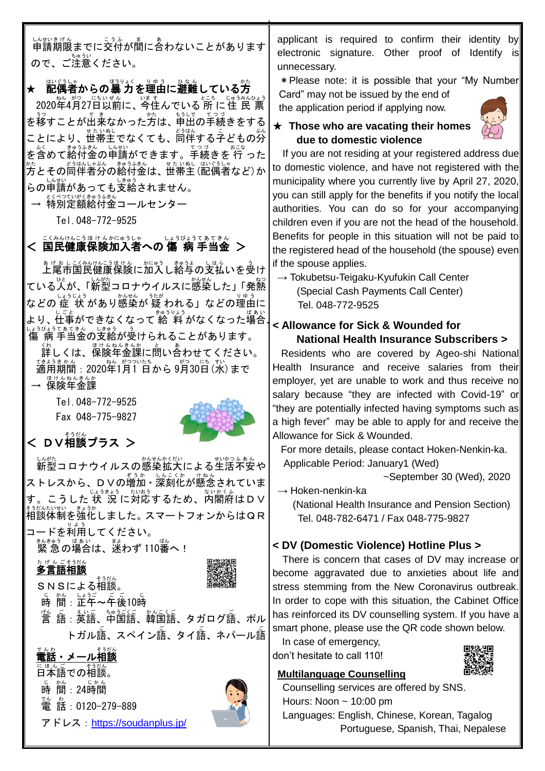申請期限までに交付が間に合わないことがありますので、ご注意ください。

## ★ 配偶者からの暴力を理由に避難している方

2020年4月27日以前に、今住んでいる所に住民票を移すことが出来なかった方は、申出の手続きをすることにより、世帯主でなくても、同伴する子どもの分を含めて給付金の申請ができます。手続きを行った方とその同伴者分の給付金は、世帯主（配偶者など）からの申請があっても支給されません。

→ 特別定額給付金コールセンター
Tel. 048-772-9525

## ＜ 国民健康保険加入者への傷病手当金 ＞

上尾市国民健康保険に加入し給与の支払いを受けている人が、「新型コロナウイルスに感染した」「発熱などの症状があり感染が疑われる」などの理由により、仕事ができなくなって給料がなくなった場合、傷病手当金の支給が受けられることがあります。

詳しくは、保険年金課に問い合わせてください。
適用期間：2020年1月1日から9月30日（水）まで

→ 保険年金課
Tel. 048-772-9525
Fax 048-775-9827

## ＜ ＤＶ相談プラス ＞

新型コロナウイルスの感染拡大による生活不安やストレスから、ＤＶの増加・深刻化が懸念されています。こうした状況に対応するため、内閣府はＤＶ相談体制を強化しました。スマートフォンからはＱＲコードを利用してください。

緊急の場合は、迷わず 110番へ！

**多言語相談**

ＳＮＳによる相談。
時間：正午～午後10時
言語：英語、中国語、韓国語、タガログ語、ポルトガル語、スペイン語、タイ語、ネパール語

**電話・メール相談**

日本語での相談。
時間：24時間
電話：0120-279-889
アドレス：https://soudanplus.jp/

applicant is required to confirm their identity by electronic signature. Other proof of Identify is unnecessary.

＊Please note: it is possible that your "My Number Card" may not be issued by the end of the application period if applying now.

## ★ Those who are vacating their homes due to domestic violence

If you are not residing at your registered address due to domestic violence, and have not registered with the municipality where you currently live by April 27, 2020, you can still apply for the benefits if you notify the local authorities. You can do so for your accompanying children even if you are not the head of the household. Benefits for people in this situation will not be paid to the registered head of the household (the spouse) even if the spouse applies.

→ Tokubetsu-Teigaku-Kyufukin Call Center
(Special Cash Payments Call Center)
Tel. 048-772-9525

## < Allowance for Sick & Wounded for National Health Insurance Subscribers >

Residents who are covered by Ageo-shi National Health Insurance and receive salaries from their employer, yet are unable to work and thus receive no salary because "they are infected with Covid-19" or "they are potentially infected having symptoms such as a high fever" may be able to apply for and receive the Allowance for Sick & Wounded.

For more details, please contact Hoken-Nenkin-ka.
Applicable Period: January1 (Wed) ~September 30 (Wed), 2020

→ Hoken-nenkin-ka
(National Health Insurance and Pension Section)
Tel. 048-782-6471 / Fax 048-775-9827

## < DV (Domestic Violence) Hotline Plus >

There is concern that cases of DV may increase or become aggravated due to anxieties about life and stress stemming from the New Coronavirus outbreak. In order to cope with this situation, the Cabinet Office has reinforced its DV counselling system. If you have a smart phone, please use the QR code shown below.

In case of emergency, don't hesitate to call 110!

**Multilanguage Counselling**

Counselling services are offered by SNS.
Hours: Noon ~ 10:00 pm
Languages: English, Chinese, Korean, Tagalog Portuguese, Spanish, Thai, Nepalese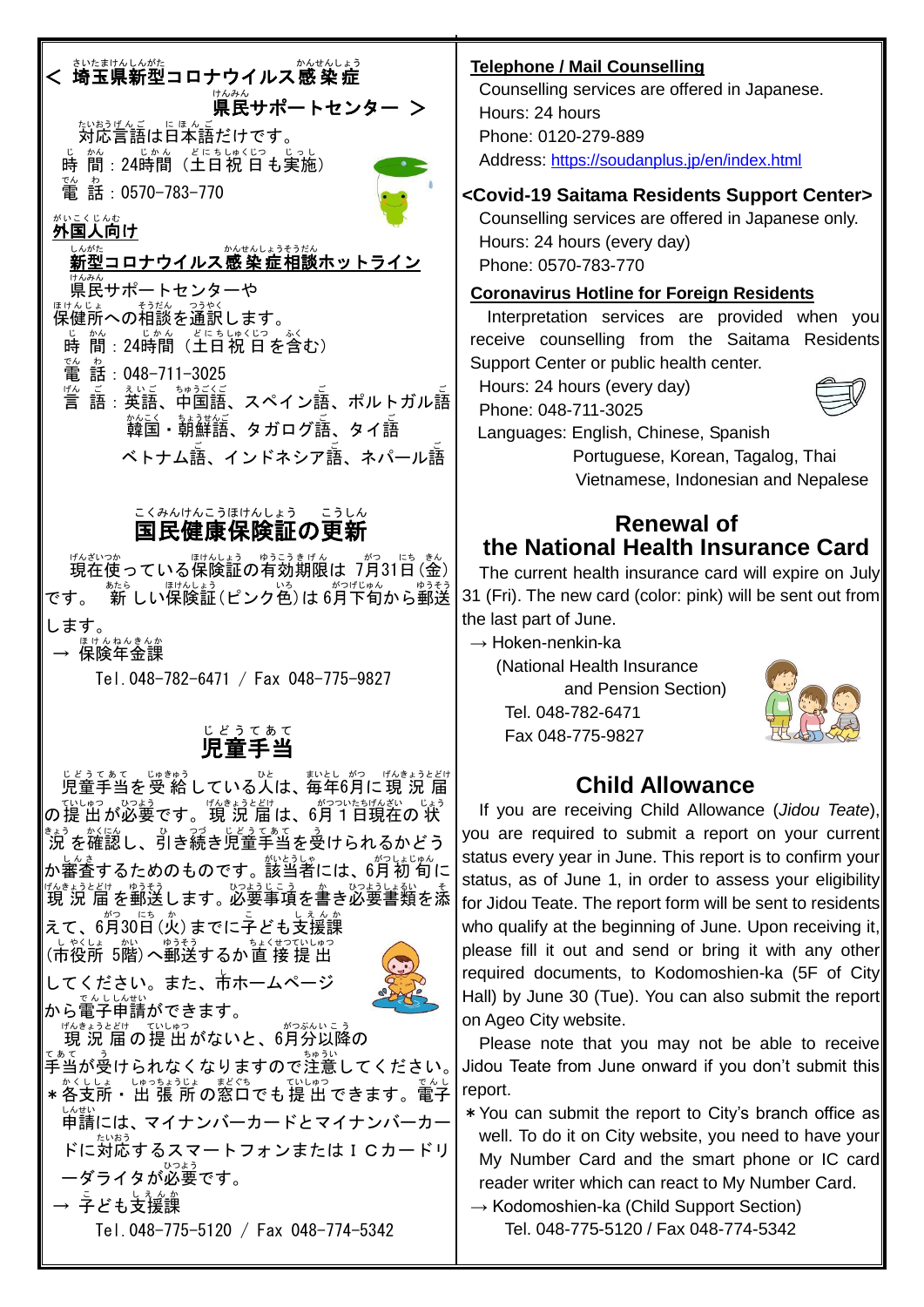## < 埼玉県新型コロナウイルス感染症県民サポートセンター >

対応言語は日本語だけです。
時 間：24時間（土日祝日も実施）
電 話：0570-783-770

**外国人向け**
**新型コロナウイルス感染症相談ホットライン**
県民サポートセンターや保健所への相談を通訳します。
時 間：24時間（土日祝日を含む）
電 話：048-711-3025
言 語：英語、中国語、スペイン語、ポルトガル語、韓国・朝鮮語、タガログ語、タイ語、ベトナム語、インドネシア語、ネパール語

## 国民健康保険証の更新

現在使っている保険証の有効期限は 7月31日（金）です。 新しい保険証（ピンク色）は 6月下旬から郵送します。
→ 保険年金課
Tel.048-782-6471 / Fax 048-775-9827

## 児童手当

児童手当を受給している人は、毎年6月に現況届の提出が必要です。現況届は、6月1日現在の状況を確認し、引き続き児童手当を受けられるかどうか審査するためのものです。該当者には、6月初旬に現況届を郵送します。必要事項を書き必要書類を添えて、6月30日（火）までに子ども支援課（市役所 5階）へ郵送するか直接提出してください。また、市ホームページから電子申請ができます。
現況届の提出がないと、6月分以降の手当が受けられなくなりますので注意してください。
＊各支所・出張所の窓口でも提出できます。電子申請には、マイナンバーカードとマイナンバーカードに対応するスマートフォンまたはＩＣカードリーダライタが必要です。
→ 子ども支援課
Tel.048-775-5120 / Fax 048-774-5342

**Telephone / Mail Counselling**
Counselling services are offered in Japanese.
Hours: 24 hours
Phone: 0120-279-889
Address: https://soudanplus.jp/en/index.html

**<Covid-19 Saitama Residents Support Center>**
Counselling services are offered in Japanese only.
Hours: 24 hours (every day)
Phone: 0570-783-770

**Coronavirus Hotline for Foreign Residents**
Interpretation services are provided when you receive counselling from the Saitama Residents Support Center or public health center.
Hours: 24 hours (every day)
Phone: 048-711-3025
Languages: English, Chinese, Spanish, Portuguese, Korean, Tagalog, Thai, Vietnamese, Indonesian and Nepalese

## Renewal of the National Health Insurance Card

The current health insurance card will expire on July 31 (Fri). The new card (color: pink) will be sent out from the last part of June.
→ Hoken-nenkin-ka
(National Health Insurance and Pension Section)
Tel. 048-782-6471
Fax 048-775-9827

## Child Allowance

If you are receiving Child Allowance (*Jidou Teate*), you are required to submit a report on your current status every year in June. This report is to confirm your status, as of June 1, in order to assess your eligibility for Jidou Teate. The report form will be sent to residents who qualify at the beginning of June. Upon receiving it, please fill it out and send or bring it with any other required documents, to Kodomoshien-ka (5F of City Hall) by June 30 (Tue). You can also submit the report on Ageo City website.

Please note that you may not be able to receive Jidou Teate from June onward if you don't submit this report.

＊You can submit the report to City's branch office as well. To do it on City website, you need to have your My Number Card and the smart phone or IC card reader writer which can react to My Number Card.
→ Kodomoshien-ka (Child Support Section)
Tel. 048-775-5120 / Fax 048-774-5342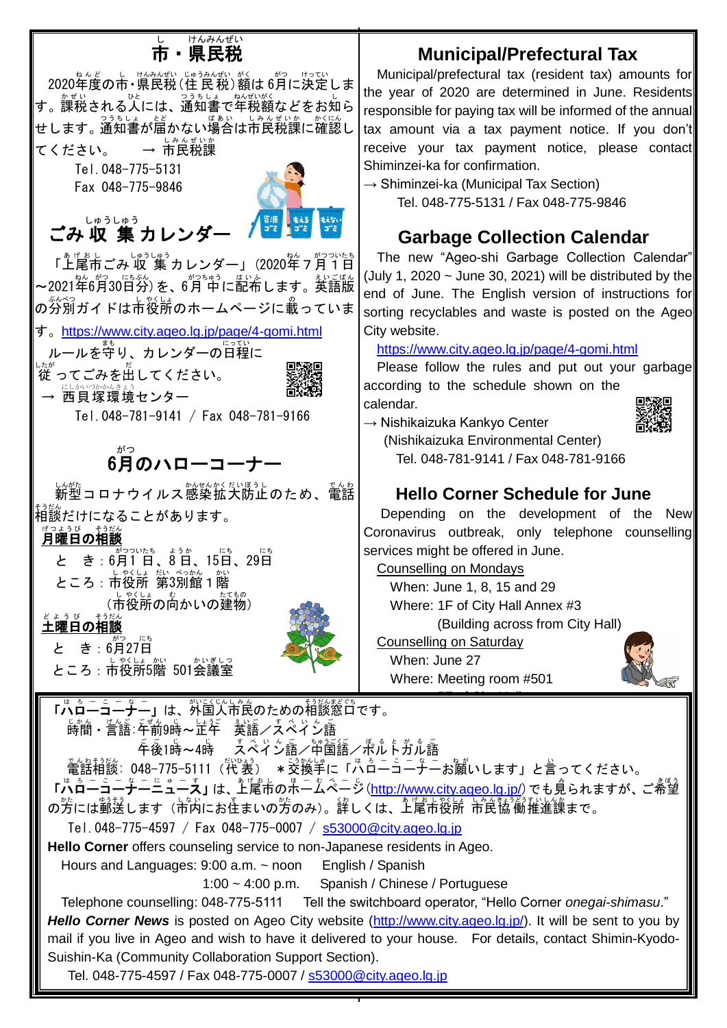## 市・県民税

2020年度の市・県民税（住民税）額は6月に決定します。課税される人には、通知書で年税額などをお知らせします。通知書が届かない場合は市民税課に確認してください。　→ 市民税課

Tel.048-775-5131
Fax 048-775-9846

## ごみ収集カレンダー

「上尾市ごみ収集カレンダー」（2020年7月1日～2021年6月30日分）を、6月中に配布します。英語版の分別ガイドは市役所のホームページに載っています。https://www.city.ageo.lg.jp/page/4-gomi.html

ルールを守り、カレンダーの日程に従ってごみを出してください。

→ 西貝塚環境センター
Tel.048-781-9141 / Fax 048-781-9166

## 6月のハローコーナー

新型コロナウイルス感染拡大防止のため、電話相談だけになることがあります。

**月曜日の相談**

と　き：6月1日、8日、15日、29日
ところ：市役所 第3別館1階
（市役所の向かいの建物）

**土曜日の相談**

と　き：6月27日
ところ：市役所5階 501会議室

## Municipal/Prefectural Tax

Municipal/prefectural tax (resident tax) amounts for the year of 2020 are determined in June. Residents responsible for paying tax will be informed of the annual tax amount via a tax payment notice. If you don't receive your tax payment notice, please contact Shiminzei-ka for confirmation.

→ Shiminzei-ka (Municipal Tax Section)
Tel. 048-775-5131 / Fax 048-775-9846

## Garbage Collection Calendar

The new "Ageo-shi Garbage Collection Calendar" (July 1, 2020 ~ June 30, 2021) will be distributed by the end of June. The English version of instructions for sorting recyclables and waste is posted on the Ageo City website.

https://www.city.ageo.lg.jp/page/4-gomi.html

Please follow the rules and put out your garbage according to the schedule shown on the calendar.

→ Nishikaizuka Kankyo Center
(Nishikaizuka Environmental Center)
Tel. 048-781-9141 / Fax 048-781-9166

## Hello Corner Schedule for June

Depending on the development of the New Coronavirus outbreak, only telephone counselling services might be offered in June.

Counselling on Mondays
When: June 1, 8, 15 and 29
Where: 1F of City Hall Annex #3
(Building across from City Hall)

Counselling on Saturday
When: June 27
Where: Meeting room #501

「ハローコーナー」は、外国人市民のための相談窓口です。
時間・言語：午前9時～正午　英語／スペイン語
午後1時～4時　スペイン語／中国語／ポルトガル語
電話相談：048-775-5111（代表）　＊交換手に「ハローコーナーお願いします」と言ってください。
「ハローコーナーニュース」は、上尾市のホームページ（http://www.city.ageo.lg.jp/）でも見られますが、ご希望の方には郵送します（市内にお住まいの方のみ）。詳しくは、上尾市役所 市民協働推進課まで。
Tel.048-775-4597 / Fax 048-775-0007 / s53000@city.ageo.lg.jp

**Hello Corner** offers counseling service to non-Japanese residents in Ageo.
Hours and Languages: 9:00 a.m. ~ noon　English / Spanish
1:00 ~ 4:00 p.m.　Spanish / Chinese / Portuguese
Telephone counselling: 048-775-5111　Tell the switchboard operator, "Hello Corner *onegai-shimasu*."
***Hello Corner News*** is posted on Ageo City website (http://www.city.ageo.lg.jp/). It will be sent to you by mail if you live in Ageo and wish to have it delivered to your house. For details, contact Shimin-Kyodo-Suishin-Ka (Community Collaboration Support Section).
Tel. 048-775-4597 / Fax 048-775-0007 / s53000@city.ageo.lg.jp